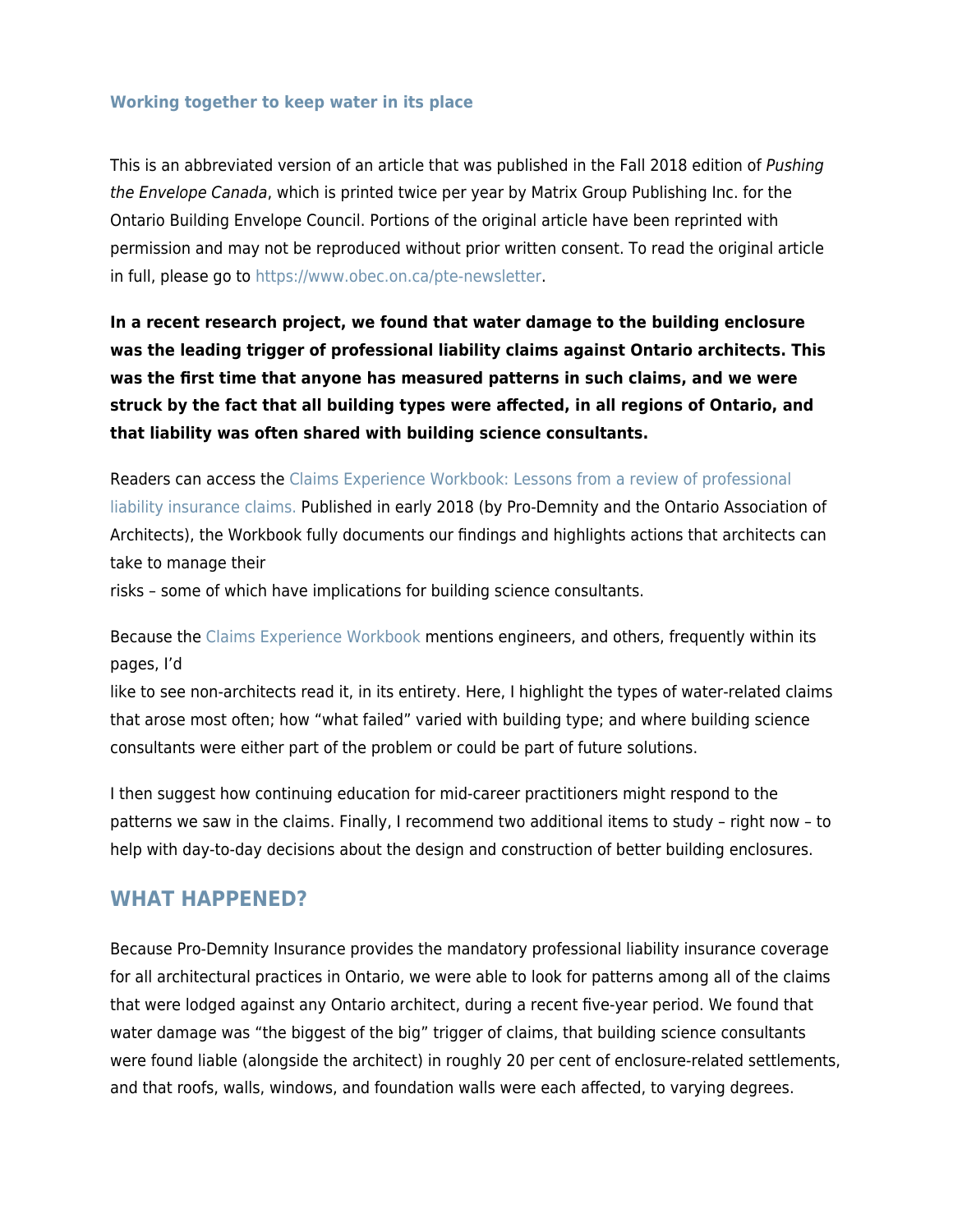### Working together to keep water in its place

This is an abbreviated version of an article that was published in the Fall 2018 edition of *Pushing the Envelope Canada*, which is printed twice per year by Matrix Group Publishing Inc. for the Ontario Building Envelope Council. Portions of the original article have been reprinted with permission and may not be reproduced without prior written consent. To read the original article in full, please go to https://www.obec.on.ca/pte-newsletter.

**In a recent research project, we found that water damage to the building enclosure was the leading trigger of professional liability claims against Ontario architects. This was the first time that anyone has measured patterns in such claims, and we were struck by the fact that all building types were affected, in all regions of Ontario, and that liability was often shared with building science consultants.**

Readers can access the Claims Experience Workbook: Lessons from a review of professional liability insurance claims. Published in early 2018 (by Pro-Demnity and the Ontario Association of Architects), the Workbook fully documents our findings and highlights actions that architects can take to manage their risks – some of which have implications for building science consultants.

Because the Claims Experience Workbook mentions engineers, and others, frequently within its pages, I'd like to see non-architects read it, in its entirety. Here, I highlight the types of water-related claims that arose most often; how "what failed" varied with building type; and where building science consultants were either part of the problem or could be part of future solutions.

I then suggest how continuing education for mid-career practitioners might respond to the patterns we saw in the claims. Finally, I recommend two additional items to study – right now – to help with day-to-day decisions about the design and construction of better building enclosures.

## WHAT HAPPENED?

Because Pro-Demnity Insurance provides the mandatory professional liability insurance coverage for all architectural practices in Ontario, we were able to look for patterns among all of the claims that were lodged against any Ontario architect, during a recent five-year period. We found that water damage was "the biggest of the big" trigger of claims, that building science consultants were found liable (alongside the architect) in roughly 20 per cent of enclosure-related settlements, and that roofs, walls, windows, and foundation walls were each affected, to varying degrees.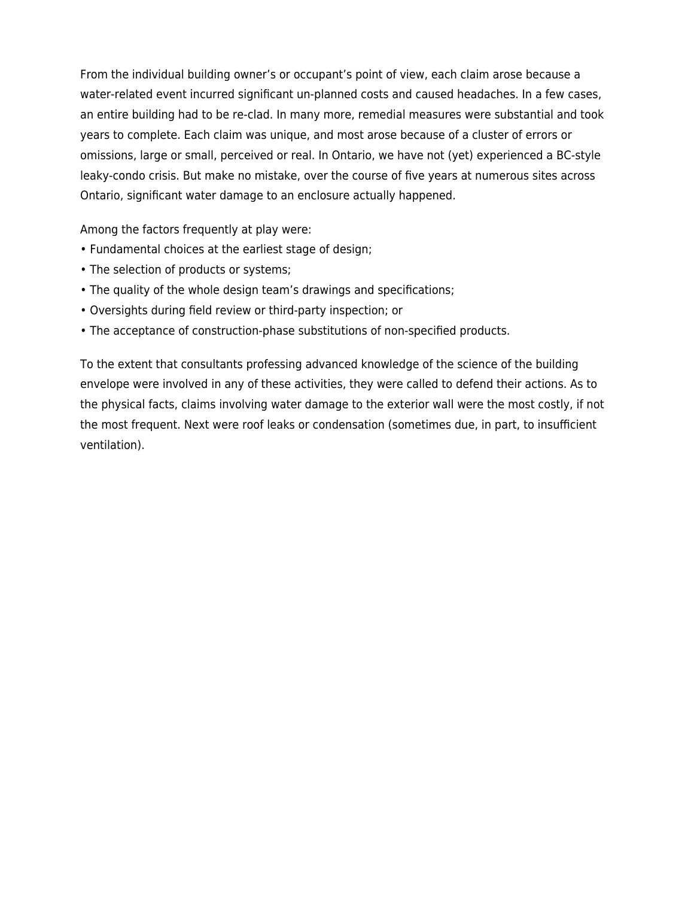From the individual building owner's or occupant's point of view, each claim arose because a water-related event incurred significant un-planned costs and caused headaches. In a few cases, an entire building had to be re-clad. In many more, remedial measures were substantial and took years to complete. Each claim was unique, and most arose because of a cluster of errors or omissions, large or small, perceived or real. In Ontario, we have not (yet) experienced a BC-style leaky-condo crisis. But make no mistake, over the course of five years at numerous sites across Ontario, significant water damage to an enclosure actually happened.

Among the factors frequently at play were:

- Fundamental choices at the earliest stage of design;
- The selection of products or systems;
- The quality of the whole design team's drawings and specifications;
- Oversights during field review or third-party inspection; or
- The acceptance of construction-phase substitutions of non-specified products.

To the extent that consultants professing advanced knowledge of the science of the building envelope were involved in any of these activities, they were called to defend their actions. As to the physical facts, claims involving water damage to the exterior wall were the most costly, if not the most frequent. Next were roof leaks or condensation (sometimes due, in part, to insufficient ventilation).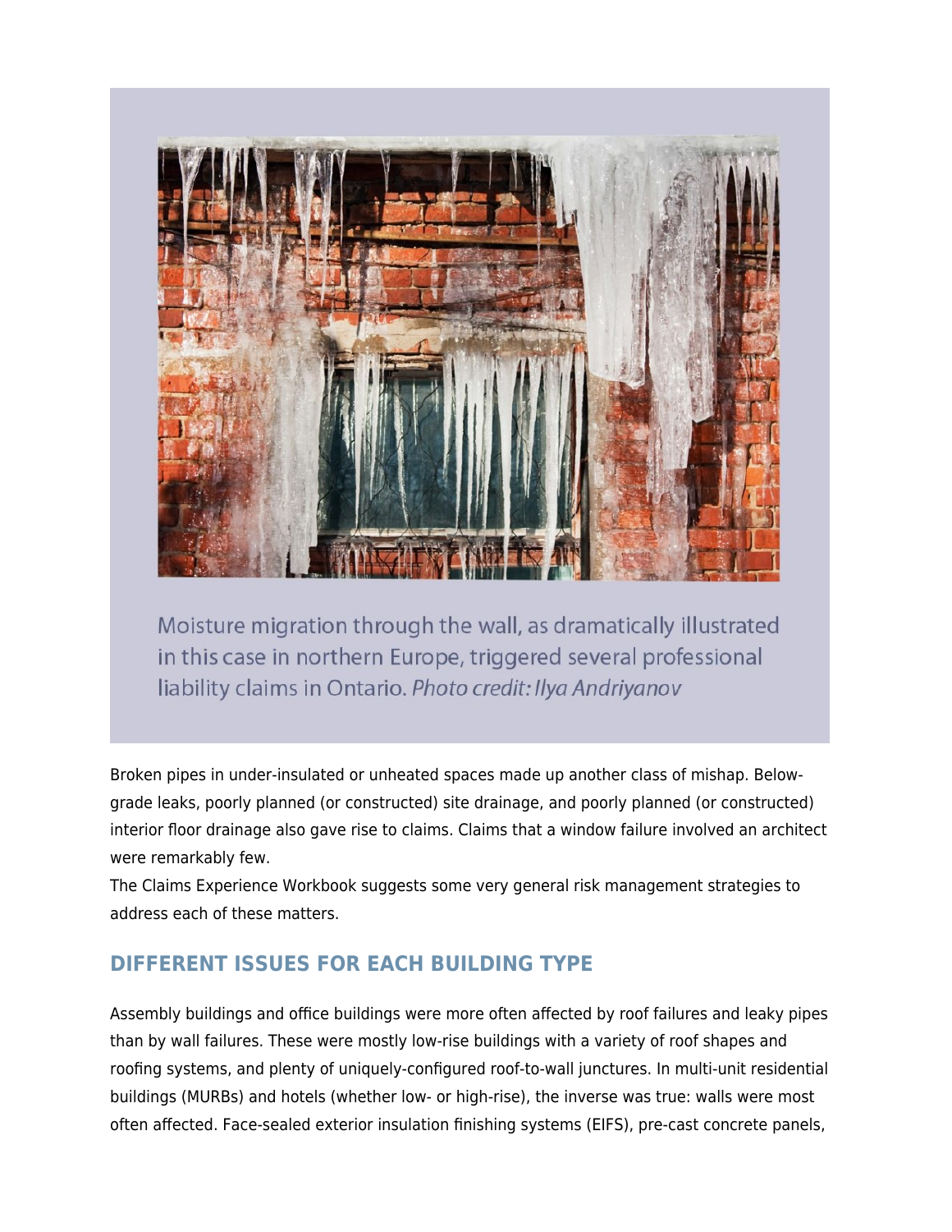Moisture migration through the wall, as dramatically illustrated in this case in northern Europe, triggered several professional liability claims in Ontario. *Photo credit: Ilya Andriyanov*

Broken pipes in under-insulated or unheated spaces made up another class of mishap. Below-grade leaks, poorly planned (or constructed) site drainage, and poorly planned (or constructed) interior floor drainage also gave rise to claims. Claims that a window failure involved an architect were remarkably few.

The Claims Experience Workbook suggests some very general risk management strategies to address each of these matters.

## DIFFERENT ISSUES FOR EACH BUILDING TYPE

Assembly buildings and office buildings were more often affected by roof failures and leaky pipes than by wall failures. These were mostly low-rise buildings with a variety of roof shapes and roofing systems, and plenty of uniquely-configured roof-to-wall junctures. In multi-unit residential buildings (MURBs) and hotels (whether low- or high-rise), the inverse was true: walls were most often affected. Face-sealed exterior insulation finishing systems (EIFS), pre-cast concrete panels,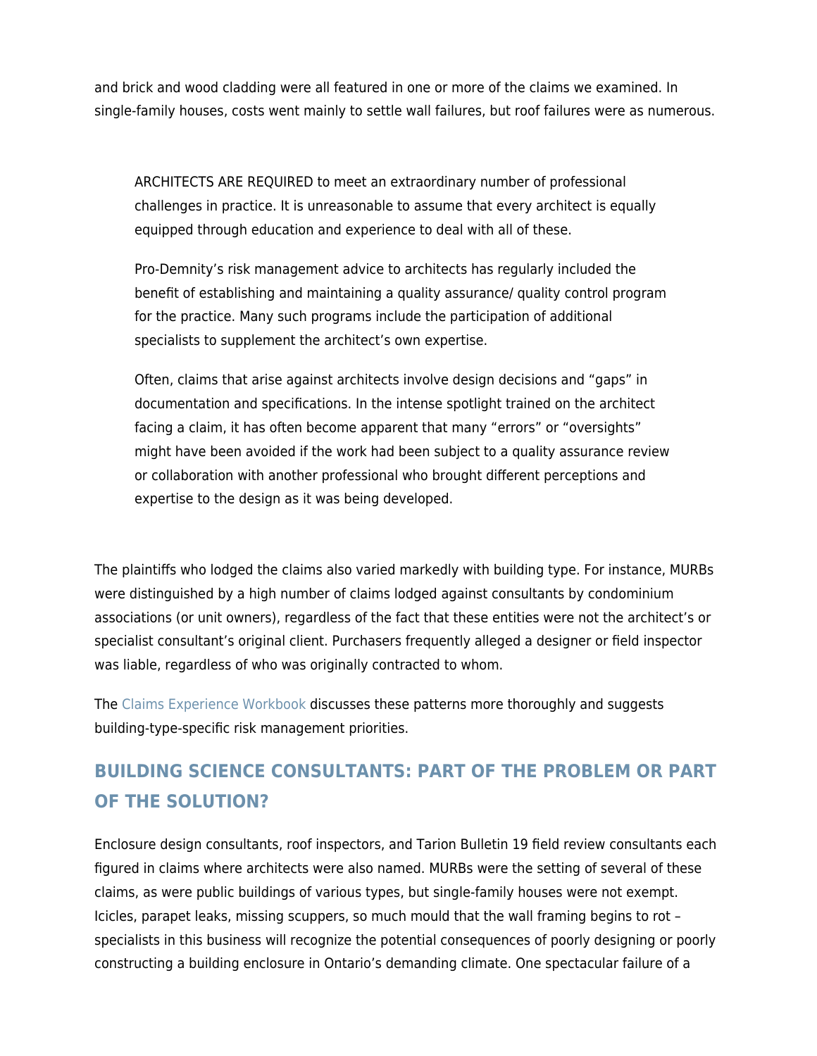and brick and wood cladding were all featured in one or more of the claims we examined. In single-family houses, costs went mainly to settle wall failures, but roof failures were as numerous.

> ARCHITECTS ARE REQUIRED to meet an extraordinary number of professional challenges in practice. It is unreasonable to assume that every architect is equally equipped through education and experience to deal with all of these.
>
> Pro-Demnity's risk management advice to architects has regularly included the benefit of establishing and maintaining a quality assurance/ quality control program for the practice. Many such programs include the participation of additional specialists to supplement the architect's own expertise.
>
> Often, claims that arise against architects involve design decisions and "gaps" in documentation and specifications. In the intense spotlight trained on the architect facing a claim, it has often become apparent that many "errors" or "oversights" might have been avoided if the work had been subject to a quality assurance review or collaboration with another professional who brought different perceptions and expertise to the design as it was being developed.

The plaintiffs who lodged the claims also varied markedly with building type. For instance, MURBs were distinguished by a high number of claims lodged against consultants by condominium associations (or unit owners), regardless of the fact that these entities were not the architect's or specialist consultant's original client. Purchasers frequently alleged a designer or field inspector was liable, regardless of who was originally contracted to whom.

The Claims Experience Workbook discusses these patterns more thoroughly and suggests building-type-specific risk management priorities.

## BUILDING SCIENCE CONSULTANTS: PART OF THE PROBLEM OR PART OF THE SOLUTION?

Enclosure design consultants, roof inspectors, and Tarion Bulletin 19 field review consultants each figured in claims where architects were also named. MURBs were the setting of several of these claims, as were public buildings of various types, but single-family houses were not exempt. Icicles, parapet leaks, missing scuppers, so much mould that the wall framing begins to rot – specialists in this business will recognize the potential consequences of poorly designing or poorly constructing a building enclosure in Ontario's demanding climate. One spectacular failure of a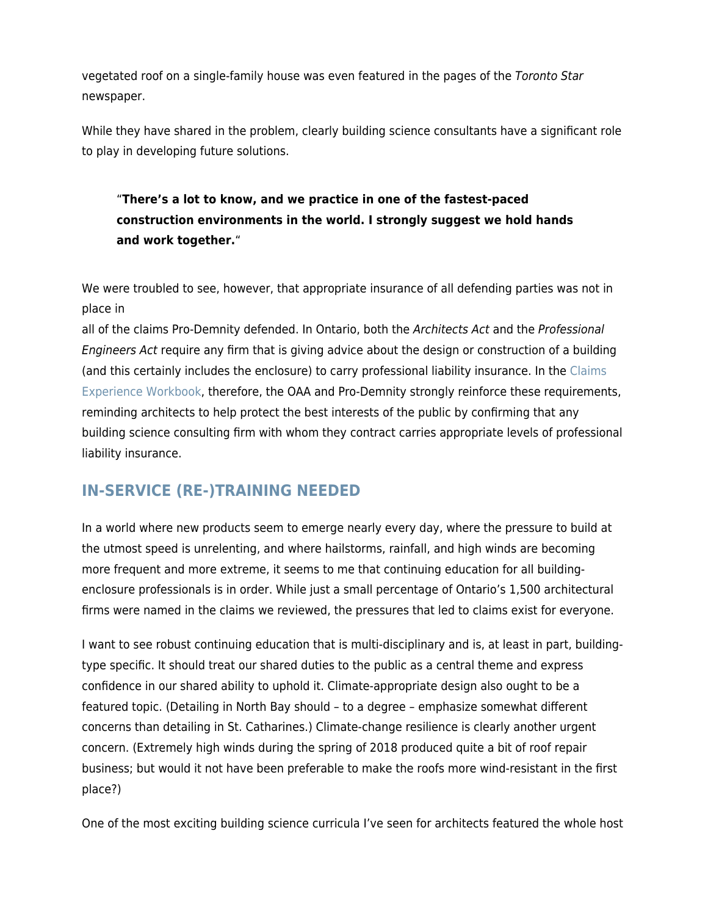vegetated roof on a single-family house was even featured in the pages of the *Toronto Star* newspaper.

While they have shared in the problem, clearly building science consultants have a significant role to play in developing future solutions.

> "**There's a lot to know, and we practice in one of the fastest-paced construction environments in the world. I strongly suggest we hold hands and work together.**"

We were troubled to see, however, that appropriate insurance of all defending parties was not in place in all of the claims Pro-Demnity defended. In Ontario, both the *Architects Act* and the *Professional Engineers Act* require any firm that is giving advice about the design or construction of a building (and this certainly includes the enclosure) to carry professional liability insurance. In the Claims Experience Workbook, therefore, the OAA and Pro-Demnity strongly reinforce these requirements, reminding architects to help protect the best interests of the public by confirming that any building science consulting firm with whom they contract carries appropriate levels of professional liability insurance.

## IN-SERVICE (RE-)TRAINING NEEDED

In a world where new products seem to emerge nearly every day, where the pressure to build at the utmost speed is unrelenting, and where hailstorms, rainfall, and high winds are becoming more frequent and more extreme, it seems to me that continuing education for all building-enclosure professionals is in order. While just a small percentage of Ontario's 1,500 architectural firms were named in the claims we reviewed, the pressures that led to claims exist for everyone.

I want to see robust continuing education that is multi-disciplinary and is, at least in part, building-type specific. It should treat our shared duties to the public as a central theme and express confidence in our shared ability to uphold it. Climate-appropriate design also ought to be a featured topic. (Detailing in North Bay should – to a degree – emphasize somewhat different concerns than detailing in St. Catharines.) Climate-change resilience is clearly another urgent concern. (Extremely high winds during the spring of 2018 produced quite a bit of roof repair business; but would it not have been preferable to make the roofs more wind-resistant in the first place?)

One of the most exciting building science curricula I've seen for architects featured the whole host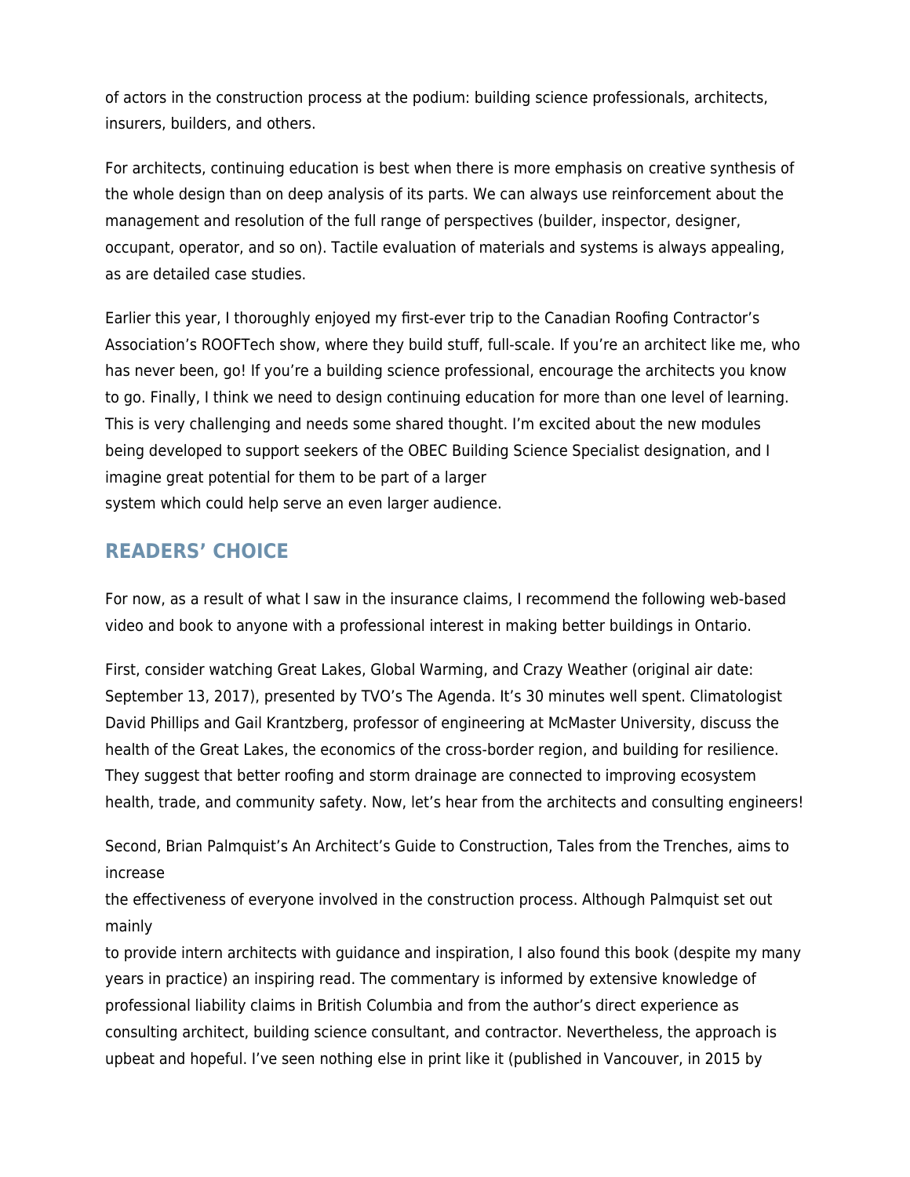of actors in the construction process at the podium: building science professionals, architects, insurers, builders, and others.

For architects, continuing education is best when there is more emphasis on creative synthesis of the whole design than on deep analysis of its parts. We can always use reinforcement about the management and resolution of the full range of perspectives (builder, inspector, designer, occupant, operator, and so on). Tactile evaluation of materials and systems is always appealing, as are detailed case studies.

Earlier this year, I thoroughly enjoyed my first-ever trip to the Canadian Roofing Contractor's Association's ROOFTech show, where they build stuff, full-scale. If you're an architect like me, who has never been, go! If you're a building science professional, encourage the architects you know to go. Finally, I think we need to design continuing education for more than one level of learning. This is very challenging and needs some shared thought. I'm excited about the new modules being developed to support seekers of the OBEC Building Science Specialist designation, and I imagine great potential for them to be part of a larger system which could help serve an even larger audience.

## READERS' CHOICE

For now, as a result of what I saw in the insurance claims, I recommend the following web-based video and book to anyone with a professional interest in making better buildings in Ontario.

First, consider watching Great Lakes, Global Warming, and Crazy Weather (original air date: September 13, 2017), presented by TVO's The Agenda. It's 30 minutes well spent. Climatologist David Phillips and Gail Krantzberg, professor of engineering at McMaster University, discuss the health of the Great Lakes, the economics of the cross-border region, and building for resilience. They suggest that better roofing and storm drainage are connected to improving ecosystem health, trade, and community safety. Now, let's hear from the architects and consulting engineers!

Second, Brian Palmquist's An Architect's Guide to Construction, Tales from the Trenches, aims to increase the effectiveness of everyone involved in the construction process. Although Palmquist set out mainly to provide intern architects with guidance and inspiration, I also found this book (despite my many years in practice) an inspiring read. The commentary is informed by extensive knowledge of professional liability claims in British Columbia and from the author's direct experience as consulting architect, building science consultant, and contractor. Nevertheless, the approach is upbeat and hopeful. I've seen nothing else in print like it (published in Vancouver, in 2015 by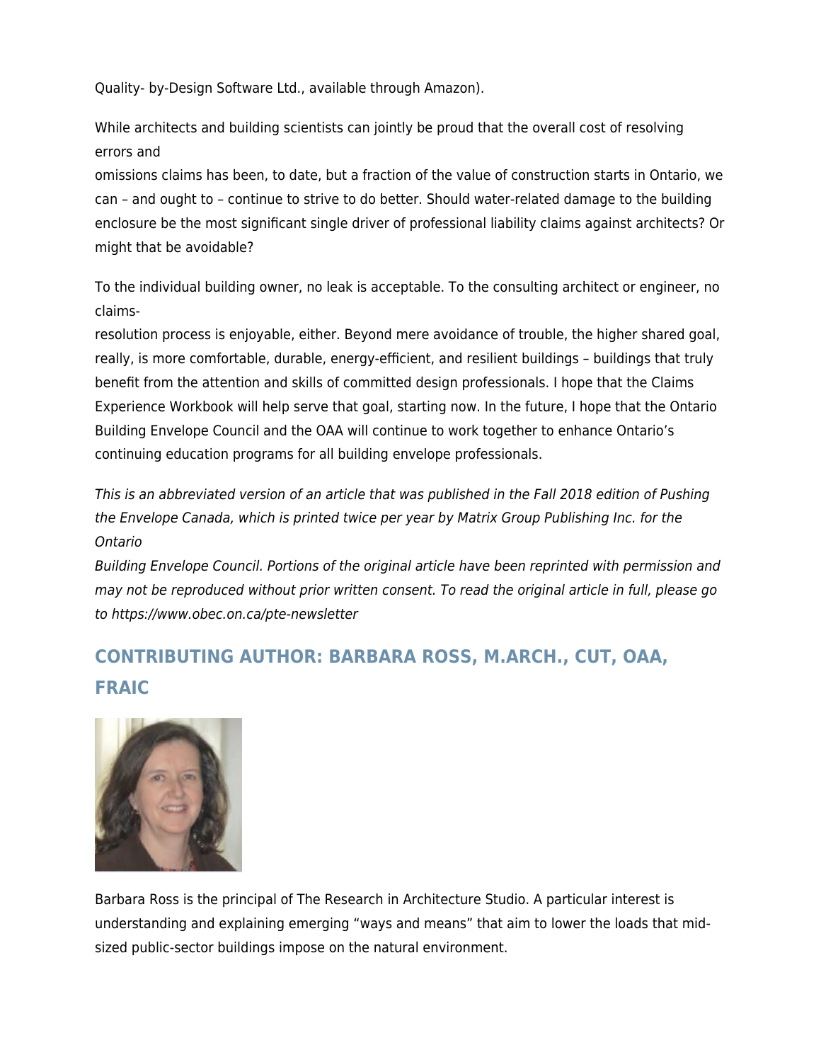Quality- by-Design Software Ltd., available through Amazon).

While architects and building scientists can jointly be proud that the overall cost of resolving errors and omissions claims has been, to date, but a fraction of the value of construction starts in Ontario, we can – and ought to – continue to strive to do better. Should water-related damage to the building enclosure be the most significant single driver of professional liability claims against architects? Or might that be avoidable?

To the individual building owner, no leak is acceptable. To the consulting architect or engineer, no claims-resolution process is enjoyable, either. Beyond mere avoidance of trouble, the higher shared goal, really, is more comfortable, durable, energy-efficient, and resilient buildings – buildings that truly benefit from the attention and skills of committed design professionals. I hope that the Claims Experience Workbook will help serve that goal, starting now. In the future, I hope that the Ontario Building Envelope Council and the OAA will continue to work together to enhance Ontario's continuing education programs for all building envelope professionals.

*This is an abbreviated version of an article that was published in the Fall 2018 edition of Pushing the Envelope Canada, which is printed twice per year by Matrix Group Publishing Inc. for the Ontario Building Envelope Council. Portions of the original article have been reprinted with permission and may not be reproduced without prior written consent. To read the original article in full, please go to https://www.obec.on.ca/pte-newsletter*

## CONTRIBUTING AUTHOR: BARBARA ROSS, M.ARCH., CUT, OAA, FRAIC

Barbara Ross is the principal of The Research in Architecture Studio. A particular interest is understanding and explaining emerging "ways and means" that aim to lower the loads that mid-sized public-sector buildings impose on the natural environment.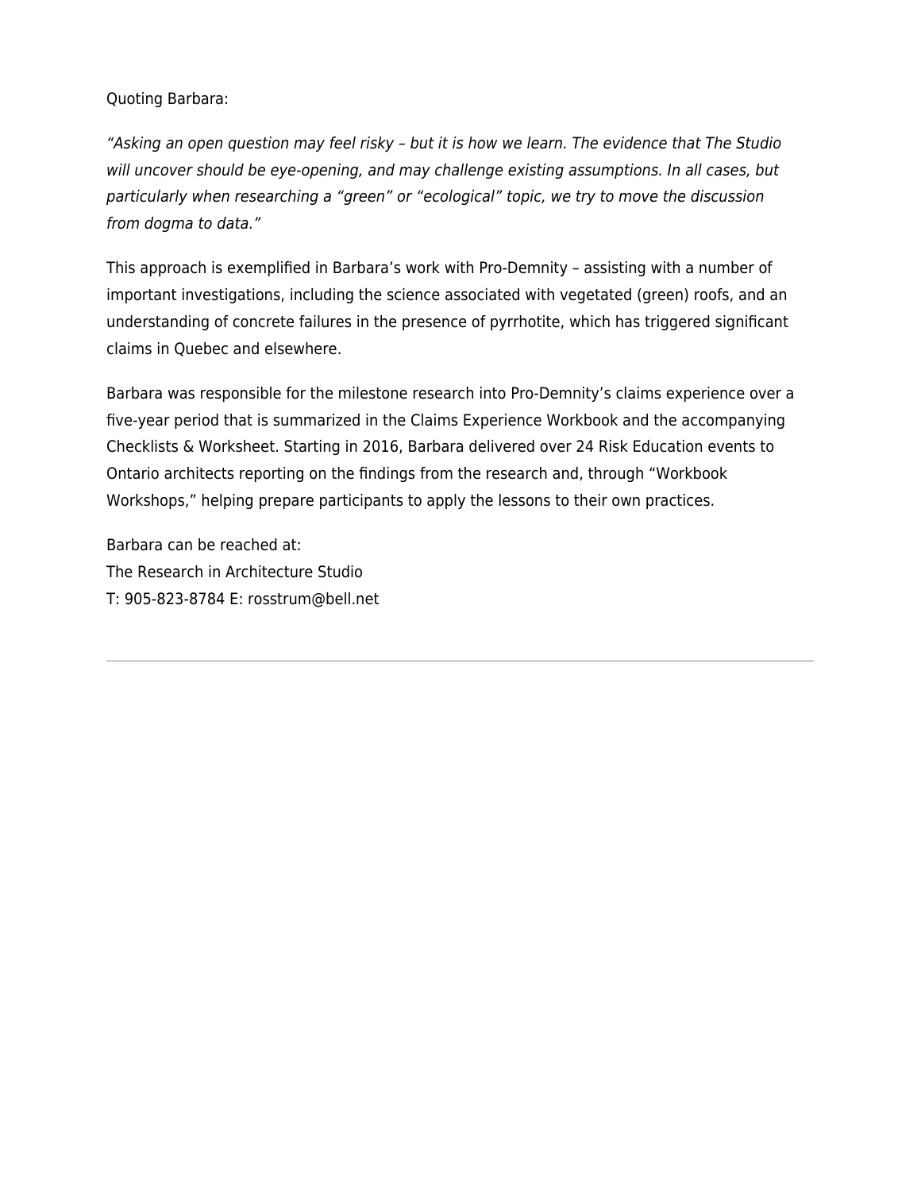Quoting Barbara:

*“Asking an open question may feel risky – but it is how we learn. The evidence that The Studio will uncover should be eye-opening, and may challenge existing assumptions. In all cases, but particularly when researching a “green” or “ecological” topic, we try to move the discussion from dogma to data.”*

This approach is exemplified in Barbara’s work with Pro-Demnity – assisting with a number of important investigations, including the science associated with vegetated (green) roofs, and an understanding of concrete failures in the presence of pyrrhotite, which has triggered significant claims in Quebec and elsewhere.

Barbara was responsible for the milestone research into Pro-Demnity’s claims experience over a five-year period that is summarized in the Claims Experience Workbook and the accompanying Checklists & Worksheet. Starting in 2016, Barbara delivered over 24 Risk Education events to Ontario architects reporting on the findings from the research and, through “Workbook Workshops,” helping prepare participants to apply the lessons to their own practices.

Barbara can be reached at:
The Research in Architecture Studio
T: 905-823-8784 E: rosstrum@bell.net

---